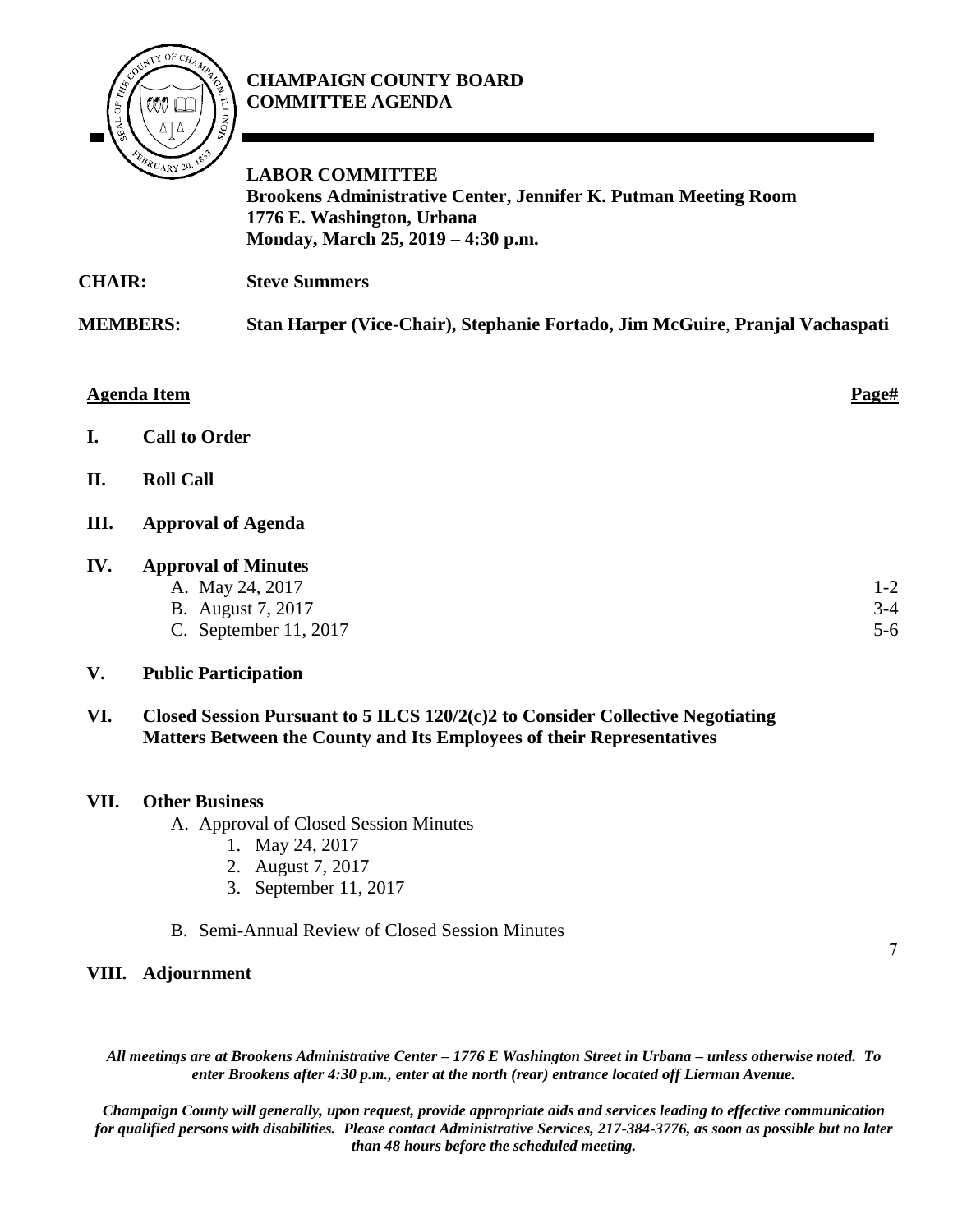**CHAMPAIGN COUNTY BOARD**
**COMMITTEE AGENDA**

**LABOR COMMITTEE**
**Brookens Administrative Center, Jennifer K. Putman Meeting Room**
**1776 E. Washington, Urbana**
**Monday, March 25, 2019 – 4:30 p.m.**

**CHAIR:** **Steve Summers**

**MEMBERS:** **Stan Harper (Vice-Chair), Stephanie Fortado, Jim McGuire, Pranjal Vachaspati**

| **Agenda Item** | | **Page#** |
|---|---|---|
| **I.** | **Call to Order** | |
| **II.** | **Roll Call** | |
| **III.** | **Approval of Agenda** | |
| **IV.** | **Approval of Minutes** | |
| | A. May 24, 2017 | 1-2 |
| | B. August 7, 2017 | 3-4 |
| | C. September 11, 2017 | 5-6 |
| **V.** | **Public Participation** | |
| **VI.** | **Closed Session Pursuant to 5 ILCS 120/2(c)2 to Consider Collective Negotiating Matters Between the County and Its Employees of their Representatives** | |
| **VII.** | **Other Business** | |
| | A. Approval of Closed Session Minutes<br>1. May 24, 2017<br>2. August 7, 2017<br>3. September 11, 2017 | |
| | B. Semi-Annual Review of Closed Session Minutes | 7 |
| **VIII.** | **Adjournment** | |

*All meetings are at Brookens Administrative Center – 1776 E Washington Street in Urbana – unless otherwise noted. To enter Brookens after 4:30 p.m., enter at the north (rear) entrance located off Lierman Avenue.*

*Champaign County will generally, upon request, provide appropriate aids and services leading to effective communication for qualified persons with disabilities. Please contact Administrative Services, 217-384-3776, as soon as possible but no later than 48 hours before the scheduled meeting.*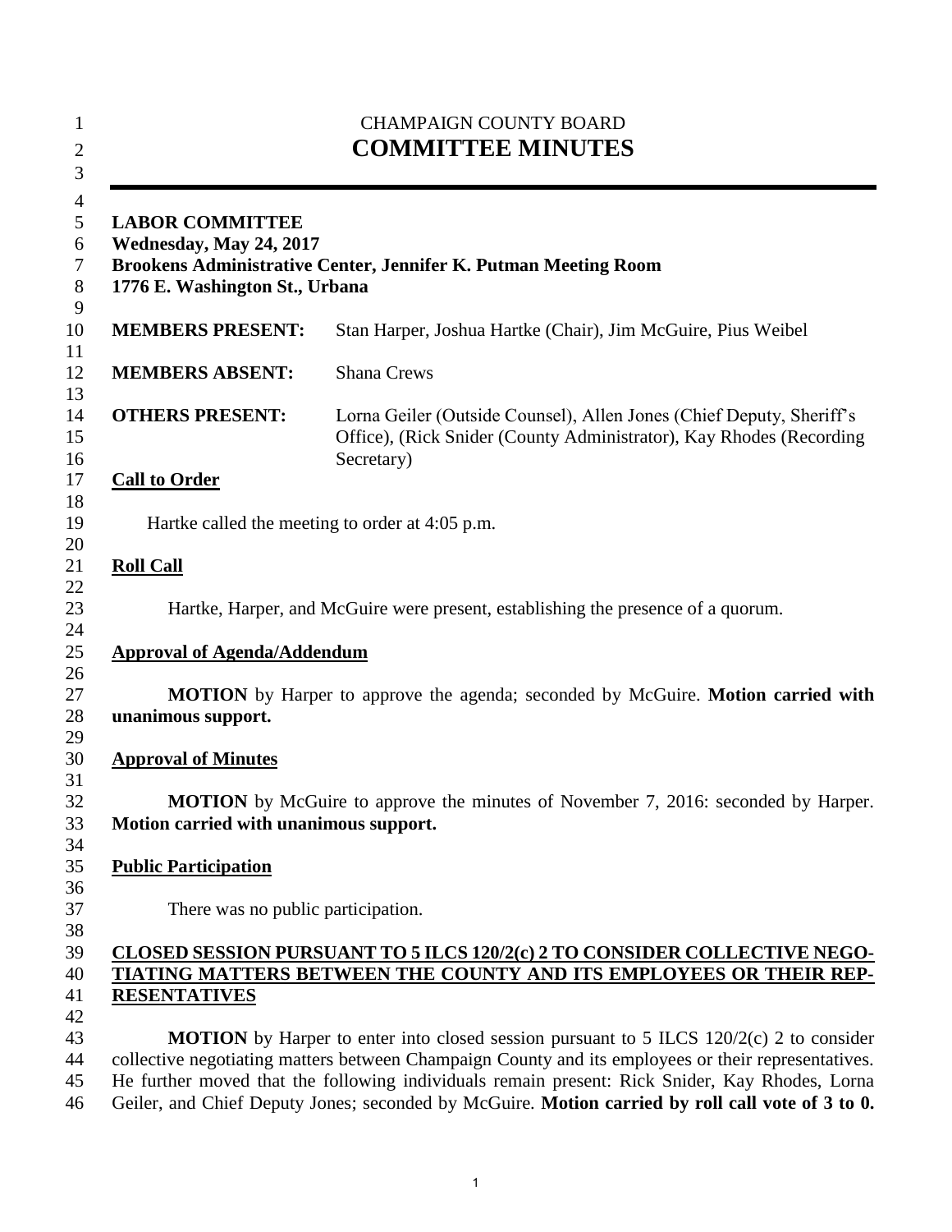CHAMPAIGN COUNTY BOARD

# COMMITTEE MINUTES

**LABOR COMMITTEE**
**Wednesday, May 24, 2017**
**Brookens Administrative Center, Jennifer K. Putman Meeting Room**
**1776 E. Washington St., Urbana**

| | |
|---|---|
| **MEMBERS PRESENT:** | Stan Harper, Joshua Hartke (Chair), Jim McGuire, Pius Weibel |
| **MEMBERS ABSENT:** | Shana Crews |
| **OTHERS PRESENT:** | Lorna Geiler (Outside Counsel), Allen Jones (Chief Deputy, Sheriff's Office), (Rick Snider (County Administrator), Kay Rhodes (Recording Secretary) |

**Call to Order**

Hartke called the meeting to order at 4:05 p.m.

**Roll Call**

Hartke, Harper, and McGuire were present, establishing the presence of a quorum.

**Approval of Agenda/Addendum**

**MOTION** by Harper to approve the agenda; seconded by McGuire. **Motion carried with unanimous support.**

**Approval of Minutes**

**MOTION** by McGuire to approve the minutes of November 7, 2016: seconded by Harper. **Motion carried with unanimous support.**

**Public Participation**

There was no public participation.

**CLOSED SESSION PURSUANT TO 5 ILCS 120/2(c) 2 TO CONSIDER COLLECTIVE NEGOTIATING MATTERS BETWEEN THE COUNTY AND ITS EMPLOYEES OR THEIR REPRESENTATIVES**

**MOTION** by Harper to enter into closed session pursuant to 5 ILCS 120/2(c) 2 to consider collective negotiating matters between Champaign County and its employees or their representatives. He further moved that the following individuals remain present: Rick Snider, Kay Rhodes, Lorna Geiler, and Chief Deputy Jones; seconded by McGuire. **Motion carried by roll call vote of 3 to 0.**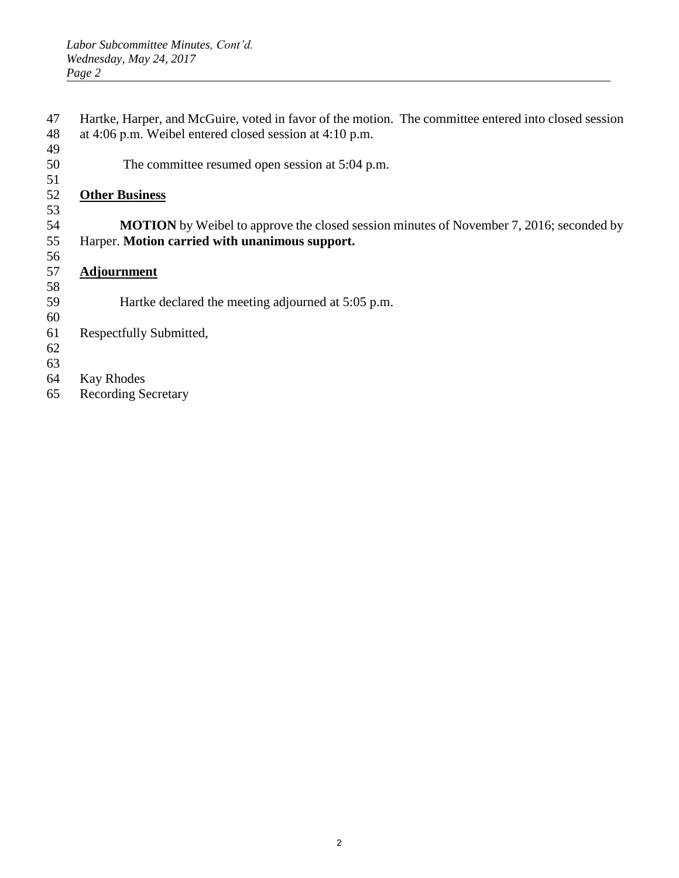Hartke, Harper, and McGuire, voted in favor of the motion. The committee entered into closed session at 4:06 p.m. Weibel entered closed session at 4:10 p.m.

The committee resumed open session at 5:04 p.m.

## Other Business

**MOTION** by Weibel to approve the closed session minutes of November 7, 2016; seconded by Harper. **Motion carried with unanimous support.**

## Adjournment

Hartke declared the meeting adjourned at 5:05 p.m.

Respectfully Submitted,

Kay Rhodes
Recording Secretary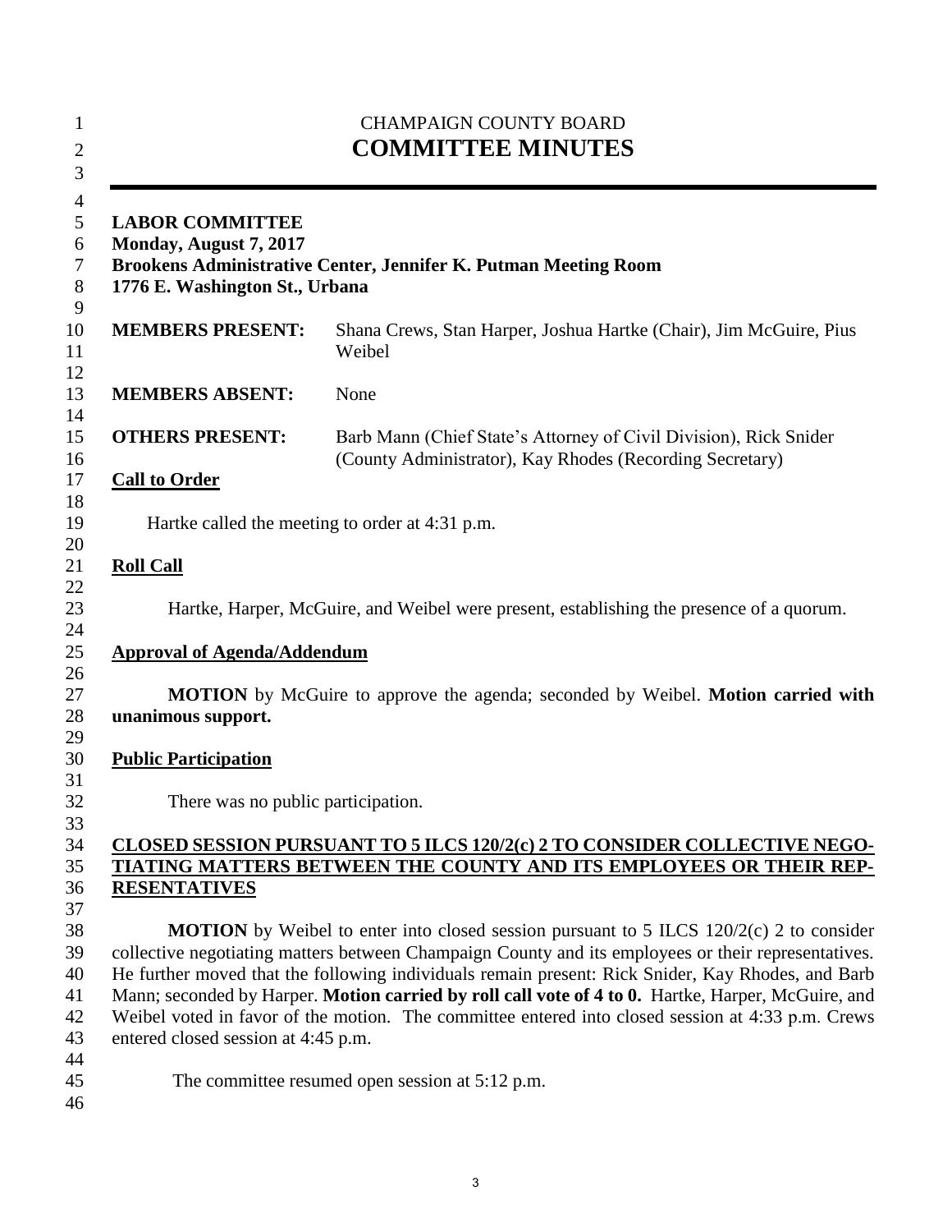CHAMPAIGN COUNTY BOARD

# COMMITTEE MINUTES

---

**LABOR COMMITTEE**
**Monday, August 7, 2017**
**Brookens Administrative Center, Jennifer K. Putman Meeting Room**
**1776 E. Washington St., Urbana**

| | |
|---|---|
| **MEMBERS PRESENT:** | Shana Crews, Stan Harper, Joshua Hartke (Chair), Jim McGuire, Pius Weibel |
| **MEMBERS ABSENT:** | None |
| **OTHERS PRESENT:** | Barb Mann (Chief State's Attorney of Civil Division), Rick Snider (County Administrator), Kay Rhodes (Recording Secretary) |

**Call to Order**

Hartke called the meeting to order at 4:31 p.m.

**Roll Call**

Hartke, Harper, McGuire, and Weibel were present, establishing the presence of a quorum.

**Approval of Agenda/Addendum**

**MOTION** by McGuire to approve the agenda; seconded by Weibel. **Motion carried with unanimous support.**

**Public Participation**

There was no public participation.

**CLOSED SESSION PURSUANT TO 5 ILCS 120/2(c) 2 TO CONSIDER COLLECTIVE NEGOTIATING MATTERS BETWEEN THE COUNTY AND ITS EMPLOYEES OR THEIR REPRESENTATIVES**

**MOTION** by Weibel to enter into closed session pursuant to 5 ILCS 120/2(c) 2 to consider collective negotiating matters between Champaign County and its employees or their representatives. He further moved that the following individuals remain present: Rick Snider, Kay Rhodes, and Barb Mann; seconded by Harper. **Motion carried by roll call vote of 4 to 0.** Hartke, Harper, McGuire, and Weibel voted in favor of the motion. The committee entered into closed session at 4:33 p.m. Crews entered closed session at 4:45 p.m.

The committee resumed open session at 5:12 p.m.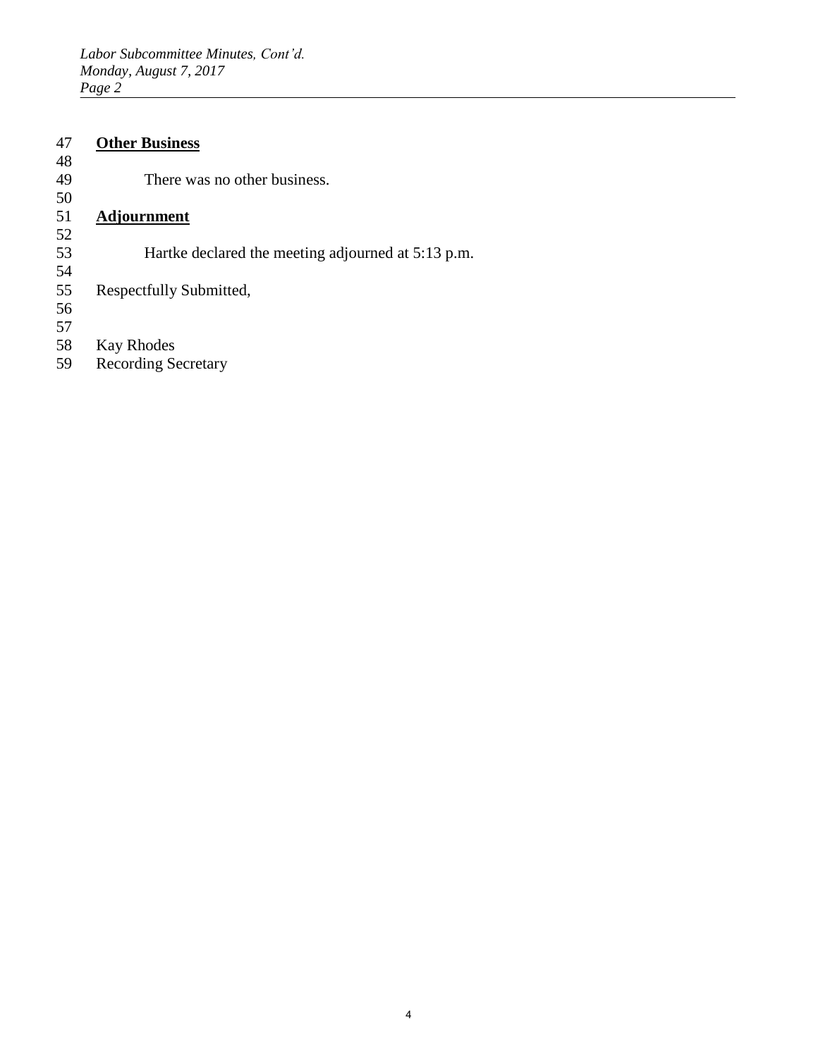**Other Business**

There was no other business.

**Adjournment**

Hartke declared the meeting adjourned at 5:13 p.m.

Respectfully Submitted,

Kay Rhodes
Recording Secretary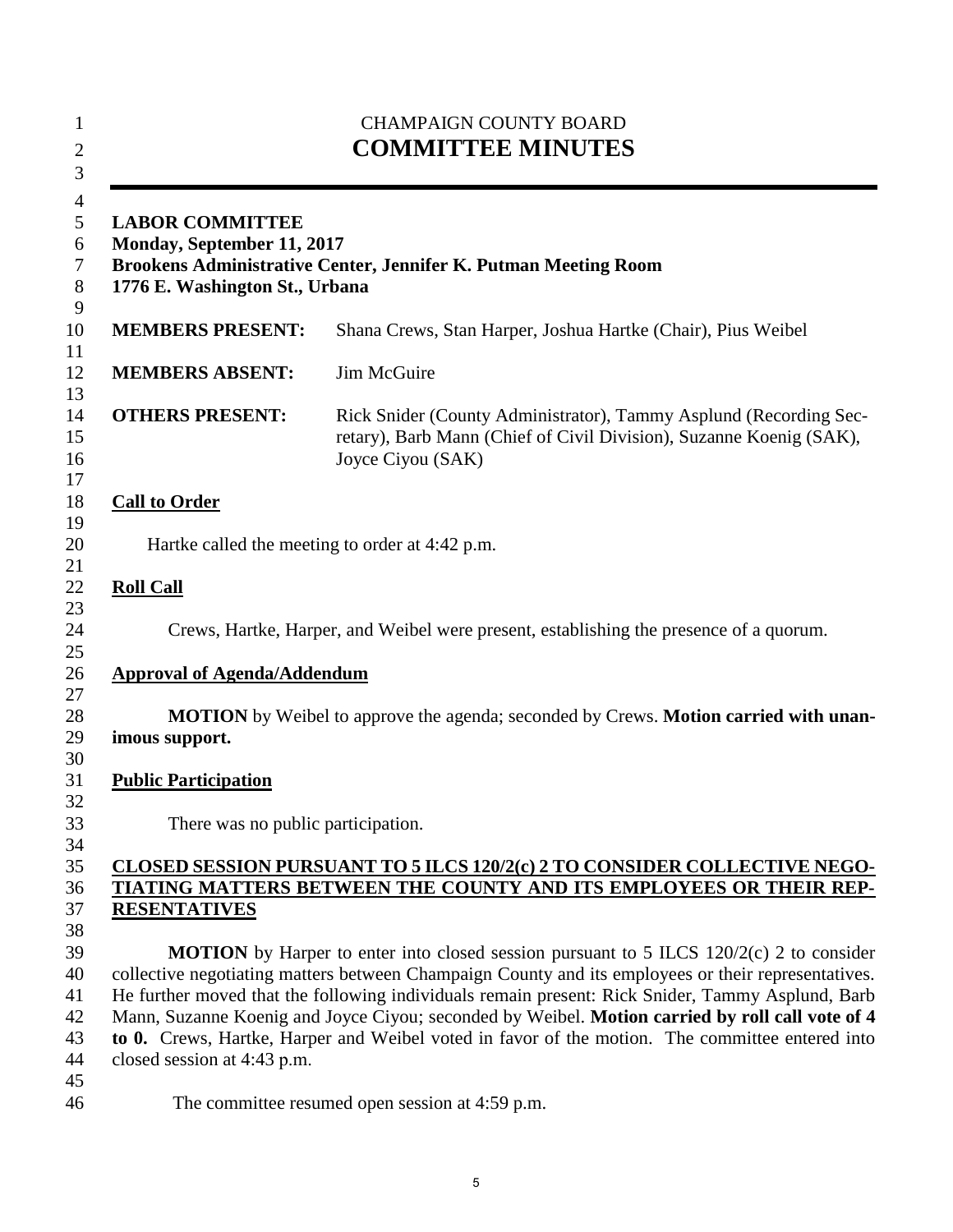CHAMPAIGN COUNTY BOARD
# COMMITTEE MINUTES

**LABOR COMMITTEE**
**Monday, September 11, 2017**
**Brookens Administrative Center, Jennifer K. Putman Meeting Room**
**1776 E. Washington St., Urbana**

| | |
|---|---|
| **MEMBERS PRESENT:** | Shana Crews, Stan Harper, Joshua Hartke (Chair), Pius Weibel |
| **MEMBERS ABSENT:** | Jim McGuire |
| **OTHERS PRESENT:** | Rick Snider (County Administrator), Tammy Asplund (Recording Secretary), Barb Mann (Chief of Civil Division), Suzanne Koenig (SAK), Joyce Ciyou (SAK) |

**Call to Order**

Hartke called the meeting to order at 4:42 p.m.

**Roll Call**

Crews, Hartke, Harper, and Weibel were present, establishing the presence of a quorum.

**Approval of Agenda/Addendum**

**MOTION** by Weibel to approve the agenda; seconded by Crews. **Motion carried with unanimous support.**

**Public Participation**

There was no public participation.

**CLOSED SESSION PURSUANT TO 5 ILCS 120/2(c) 2 TO CONSIDER COLLECTIVE NEGOTIATING MATTERS BETWEEN THE COUNTY AND ITS EMPLOYEES OR THEIR REPRESENTATIVES**

**MOTION** by Harper to enter into closed session pursuant to 5 ILCS 120/2(c) 2 to consider collective negotiating matters between Champaign County and its employees or their representatives. He further moved that the following individuals remain present: Rick Snider, Tammy Asplund, Barb Mann, Suzanne Koenig and Joyce Ciyou; seconded by Weibel. **Motion carried by roll call vote of 4 to 0.** Crews, Hartke, Harper and Weibel voted in favor of the motion. The committee entered into closed session at 4:43 p.m.

The committee resumed open session at 4:59 p.m.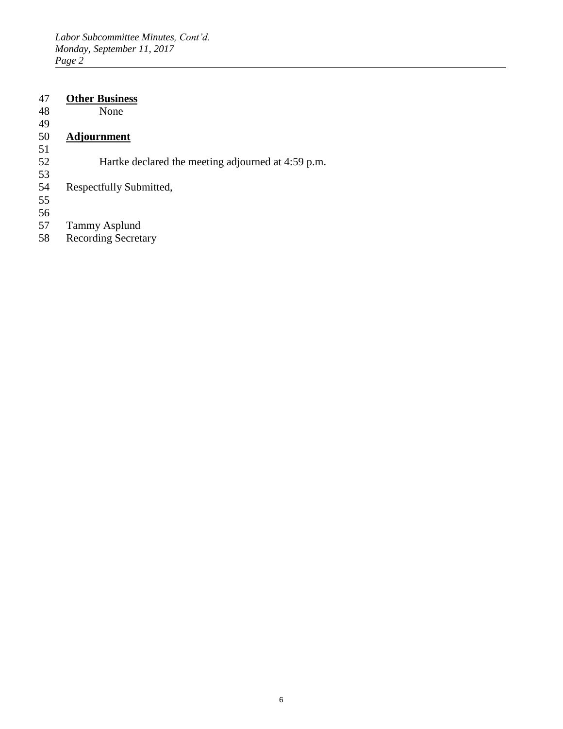**Other Business**

None

**Adjournment**

Hartke declared the meeting adjourned at 4:59 p.m.

Respectfully Submitted,

Tammy Asplund
Recording Secretary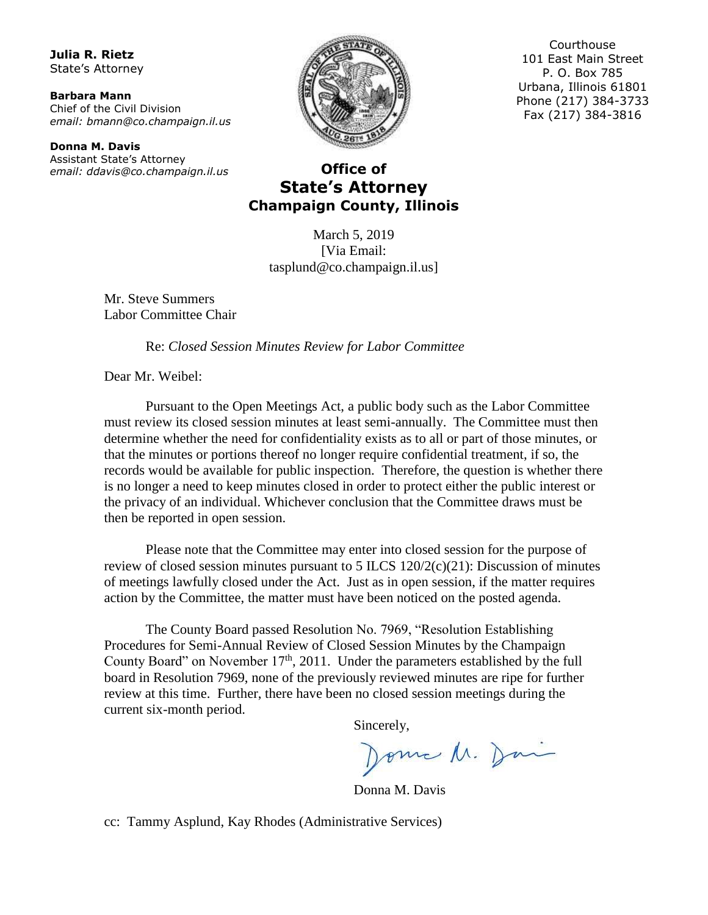**Julia R. Rietz**
State's Attorney

**Barbara Mann**
Chief of the Civil Division
*email: bmann@co.champaign.il.us*

**Donna M. Davis**
Assistant State's Attorney
*email: ddavis@co.champaign.il.us*

Courthouse
101 East Main Street
P. O. Box 785
Urbana, Illinois 61801
Phone (217) 384-3733
Fax (217) 384-3816

**Office of**
**State's Attorney**
**Champaign County, Illinois**

March 5, 2019
[Via Email:
tasplund@co.champaign.il.us]

Mr. Steve Summers
Labor Committee Chair

Re: *Closed Session Minutes Review for Labor Committee*

Dear Mr. Weibel:

Pursuant to the Open Meetings Act, a public body such as the Labor Committee must review its closed session minutes at least semi-annually. The Committee must then determine whether the need for confidentiality exists as to all or part of those minutes, or that the minutes or portions thereof no longer require confidential treatment, if so, the records would be available for public inspection. Therefore, the question is whether there is no longer a need to keep minutes closed in order to protect either the public interest or the privacy of an individual. Whichever conclusion that the Committee draws must be then be reported in open session.

Please note that the Committee may enter into closed session for the purpose of review of closed session minutes pursuant to 5 ILCS 120/2(c)(21): Discussion of minutes of meetings lawfully closed under the Act. Just as in open session, if the matter requires action by the Committee, the matter must have been noticed on the posted agenda.

The County Board passed Resolution No. 7969, "Resolution Establishing Procedures for Semi-Annual Review of Closed Session Minutes by the Champaign County Board" on November 17th, 2011. Under the parameters established by the full board in Resolution 7969, none of the previously reviewed minutes are ripe for further review at this time. Further, there have been no closed session meetings during the current six-month period.

Sincerely,

Donna M. Davis

cc: Tammy Asplund, Kay Rhodes (Administrative Services)